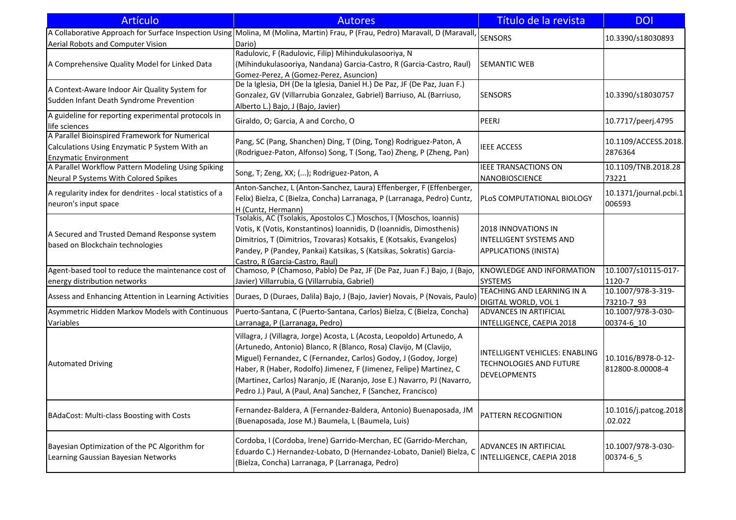| Artículo | Autores | Título de la revista | DOI |
|---|---|---|---|
| A Collaborative Approach for Surface Inspection Using Aerial Robots and Computer Vision | Molina, M (Molina, Martin) Frau, P (Frau, Pedro) Maravall, D (Maravall, Dario) | SENSORS | 10.3390/s18030893 |
| A Comprehensive Quality Model for Linked Data | Radulovic, F (Radulovic, Filip) Mihindukulasooriya, N (Mihindukulasooriya, Nandana) Garcia-Castro, R (Garcia-Castro, Raul) Gomez-Perez, A (Gomez-Perez, Asuncion) | SEMANTIC WEB | |
| A Context-Aware Indoor Air Quality System for Sudden Infant Death Syndrome Prevention | De la Iglesia, DH (De la Iglesia, Daniel H.) De Paz, JF (De Paz, Juan F.) Gonzalez, GV (Villarrubia Gonzalez, Gabriel) Barriuso, AL (Barriuso, Alberto L.) Bajo, J (Bajo, Javier) | SENSORS | 10.3390/s18030757 |
| A guideline for reporting experimental protocols in life sciences | Giraldo, O; Garcia, A and Corcho, O | PEERJ | 10.7717/peerj.4795 |
| A Parallel Bioinspired Framework for Numerical Calculations Using Enzymatic P System With an Enzymatic Environment | Pang, SC (Pang, Shanchen) Ding, T (Ding, Tong) Rodriguez-Paton, A (Rodriguez-Paton, Alfonso) Song, T (Song, Tao) Zheng, P (Zheng, Pan) | IEEE ACCESS | 10.1109/ACCESS.2018.2876364 |
| A Parallel Workflow Pattern Modeling Using Spiking Neural P Systems With Colored Spikes | Song, T; Zeng, XX; (...); Rodriguez-Paton, A | IEEE TRANSACTIONS ON NANOBIOSCIENCE | 10.1109/TNB.2018.2873221 |
| A regularity index for dendrites - local statistics of a neuron's input space | Anton-Sanchez, L (Anton-Sanchez, Laura) Effenberger, F (Effenberger, Felix) Bielza, C (Bielza, Concha) Larranaga, P (Larranaga, Pedro) Cuntz, H (Cuntz, Hermann) | PLoS COMPUTATIONAL BIOLOGY | 10.1371/journal.pcbi.1006593 |
| A Secured and Trusted Demand Response system based on Blockchain technologies | Tsolakis, AC (Tsolakis, Apostolos C.) Moschos, I (Moschos, Ioannis) Votis, K (Votis, Konstantinos) Ioannidis, D (Ioannidis, Dimosthenis) Dimitrios, T (Dimitrios, Tzovaras) Kotsakis, E (Kotsakis, Evangelos) Pandey, P (Pandey, Pankai) Katsikas, S (Katsikas, Sokratis) Garcia-Castro, R (Garcia-Castro, Raul) | 2018 INNOVATIONS IN INTELLIGENT SYSTEMS AND APPLICATIONS (INISTA) | |
| Agent-based tool to reduce the maintenance cost of energy distribution networks | Chamoso, P (Chamoso, Pablo) De Paz, JF (De Paz, Juan F.) Bajo, J (Bajo, Javier) Villarrubia, G (Villarrubia, Gabriel) | KNOWLEDGE AND INFORMATION SYSTEMS | 10.1007/s10115-017-1120-7 |
| Assess and Enhancing Attention in Learning Activities | Duraes, D (Duraes, Dalila) Bajo, J (Bajo, Javier) Novais, P (Novais, Paulo) | TEACHING AND LEARNING IN A DIGITAL WORLD, VOL 1 | 10.1007/978-3-319-73210-7_93 |
| Asymmetric Hidden Markov Models with Continuous Variables | Puerto-Santana, C (Puerto-Santana, Carlos) Bielza, C (Bielza, Concha) Larranaga, P (Larranaga, Pedro) | ADVANCES IN ARTIFICIAL INTELLIGENCE, CAEPIA 2018 | 10.1007/978-3-030-00374-6_10 |
| Automated Driving | Villagra, J (Villagra, Jorge) Acosta, L (Acosta, Leopoldo) Artunedo, A (Artunedo, Antonio) Blanco, R (Blanco, Rosa) Clavijo, M (Clavijo, Miguel) Fernandez, C (Fernandez, Carlos) Godoy, J (Godoy, Jorge) Haber, R (Haber, Rodolfo) Jimenez, F (Jimenez, Felipe) Martinez, C (Martinez, Carlos) Naranjo, JE (Naranjo, Jose E.) Navarro, PJ (Navarro, Pedro J.) Paul, A (Paul, Ana) Sanchez, F (Sanchez, Francisco) | INTELLIGENT VEHICLES: ENABLING TECHNOLOGIES AND FUTURE DEVELOPMENTS | 10.1016/B978-0-12-812800-8.00008-4 |
| BAdaCost: Multi-class Boosting with Costs | Fernandez-Baldera, A (Fernandez-Baldera, Antonio) Buenaposada, JM (Buenaposada, Jose M.) Baumela, L (Baumela, Luis) | PATTERN RECOGNITION | 10.1016/j.patcog.2018.02.022 |
| Bayesian Optimization of the PC Algorithm for Learning Gaussian Bayesian Networks | Cordoba, I (Cordoba, Irene) Garrido-Merchan, EC (Garrido-Merchan, Eduardo C.) Hernandez-Lobato, D (Hernandez-Lobato, Daniel) Bielza, C (Bielza, Concha) Larranaga, P (Larranaga, Pedro) | ADVANCES IN ARTIFICIAL INTELLIGENCE, CAEPIA 2018 | 10.1007/978-3-030-00374-6_5 |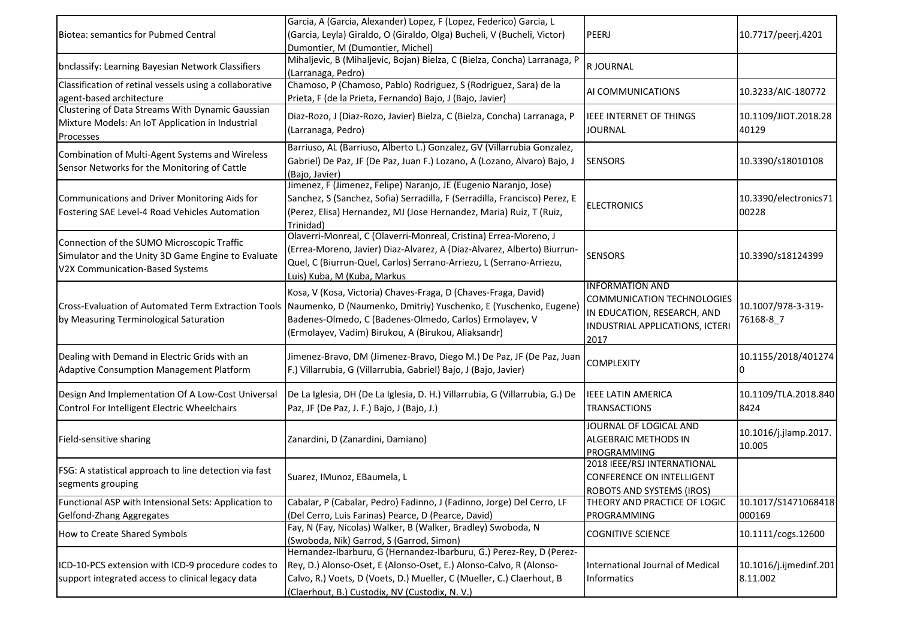| | | | |
|---|---|---|---|
| Biotea: semantics for Pubmed Central | Garcia, A (Garcia, Alexander) Lopez, F (Lopez, Federico) Garcia, L (Garcia, Leyla) Giraldo, O (Giraldo, Olga) Bucheli, V (Bucheli, Victor) Dumontier, M (Dumontier, Michel) | PEERJ | 10.7717/peerj.4201 |
| bnclassify: Learning Bayesian Network Classifiers | Mihaljevic, B (Mihaljevic, Bojan) Bielza, C (Bielza, Concha) Larranaga, P (Larranaga, Pedro) | R JOURNAL | |
| Classification of retinal vessels using a collaborative agent-based architecture | Chamoso, P (Chamoso, Pablo) Rodriguez, S (Rodriguez, Sara) de la Prieta, F (de la Prieta, Fernando) Bajo, J (Bajo, Javier) | AI COMMUNICATIONS | 10.3233/AIC-180772 |
| Clustering of Data Streams With Dynamic Gaussian Mixture Models: An IoT Application in Industrial Processes | Diaz-Rozo, J (Diaz-Rozo, Javier) Bielza, C (Bielza, Concha) Larranaga, P (Larranaga, Pedro) | IEEE INTERNET OF THINGS JOURNAL | 10.1109/JIOT.2018.2840129 |
| Combination of Multi-Agent Systems and Wireless Sensor Networks for the Monitoring of Cattle | Barriuso, AL (Barriuso, Alberto L.) Gonzalez, GV (Villarrubia Gonzalez, Gabriel) De Paz, JF (De Paz, Juan F.) Lozano, A (Lozano, Alvaro) Bajo, J (Bajo, Javier) | SENSORS | 10.3390/s18010108 |
| Communications and Driver Monitoring Aids for Fostering SAE Level-4 Road Vehicles Automation | Jimenez, F (Jimenez, Felipe) Naranjo, JE (Eugenio Naranjo, Jose) Sanchez, S (Sanchez, Sofia) Serradilla, F (Serradilla, Francisco) Perez, E (Perez, Elisa) Hernandez, MJ (Jose Hernandez, Maria) Ruiz, T (Ruiz, Trinidad) | ELECTRONICS | 10.3390/electronics7100228 |
| Connection of the SUMO Microscopic Traffic Simulator and the Unity 3D Game Engine to Evaluate V2X Communication-Based Systems | Olaverri-Monreal, C (Olaverri-Monreal, Cristina) Errea-Moreno, J (Errea-Moreno, Javier) Diaz-Alvarez, A (Diaz-Alvarez, Alberto) Biurrun-Quel, C (Biurrun-Quel, Carlos) Serrano-Arriezu, L (Serrano-Arriezu, Luis) Kuba, M (Kuba, Markus | SENSORS | 10.3390/s18124399 |
| Cross-Evaluation of Automated Term Extraction Tools by Measuring Terminological Saturation | Kosa, V (Kosa, Victoria) Chaves-Fraga, D (Chaves-Fraga, David) Naumenko, D (Naumenko, Dmitriy) Yuschenko, E (Yuschenko, Eugene) Badenes-Olmedo, C (Badenes-Olmedo, Carlos) Ermolayev, V (Ermolayev, Vadim) Birukou, A (Birukou, Aliaksandr) | INFORMATION AND COMMUNICATION TECHNOLOGIES IN EDUCATION, RESEARCH, AND INDUSTRIAL APPLICATIONS, ICTERI 2017 | 10.1007/978-3-319-76168-8_7 |
| Dealing with Demand in Electric Grids with an Adaptive Consumption Management Platform | Jimenez-Bravo, DM (Jimenez-Bravo, Diego M.) De Paz, JF (De Paz, Juan F.) Villarrubia, G (Villarrubia, Gabriel) Bajo, J (Bajo, Javier) | COMPLEXITY | 10.1155/2018/4012740 |
| Design And Implementation Of A Low-Cost Universal Control For Intelligent Electric Wheelchairs | De La Iglesia, DH (De La Iglesia, D. H.) Villarrubia, G (Villarrubia, G.) De Paz, JF (De Paz, J. F.) Bajo, J (Bajo, J.) | IEEE LATIN AMERICA TRANSACTIONS | 10.1109/TLA.2018.8408424 |
| Field-sensitive sharing | Zanardini, D (Zanardini, Damiano) | JOURNAL OF LOGICAL AND ALGEBRAIC METHODS IN PROGRAMMING | 10.1016/j.jlamp.2017.10.005 |
| FSG: A statistical approach to line detection via fast segments grouping | Suarez, IMunoz, EBaumela, L | 2018 IEEE/RSJ INTERNATIONAL CONFERENCE ON INTELLIGENT ROBOTS AND SYSTEMS (IROS) | |
| Functional ASP with Intensional Sets: Application to Gelfond-Zhang Aggregates | Cabalar, P (Cabalar, Pedro) Fadinno, J (Fadinno, Jorge) Del Cerro, LF (Del Cerro, Luis Farinas) Pearce, D (Pearce, David) | THEORY AND PRACTICE OF LOGIC PROGRAMMING | 10.1017/S1471068418000169 |
| How to Create Shared Symbols | Fay, N (Fay, Nicolas) Walker, B (Walker, Bradley) Swoboda, N (Swoboda, Nik) Garrod, S (Garrod, Simon) | COGNITIVE SCIENCE | 10.1111/cogs.12600 |
| ICD-10-PCS extension with ICD-9 procedure codes to support integrated access to clinical legacy data | Hernandez-Ibarburu, G (Hernandez-Ibarburu, G.) Perez-Rey, D (Perez-Rey, D.) Alonso-Oset, E (Alonso-Oset, E.) Alonso-Calvo, R (Alonso-Calvo, R.) Voets, D (Voets, D.) Mueller, C (Mueller, C.) Claerhout, B (Claerhout, B.) Custodix, NV (Custodix, N. V.) | International Journal of Medical Informatics | 10.1016/j.ijmedinf.2018.11.002 |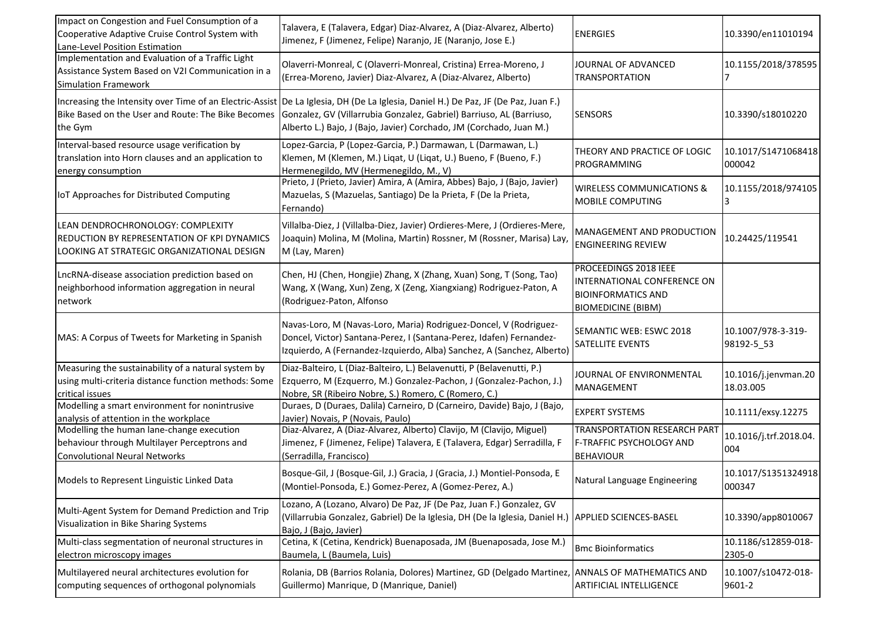| Impact on Congestion and Fuel Consumption of a Cooperative Adaptive Cruise Control System with Lane-Level Position Estimation | Talavera, E (Talavera, Edgar) Diaz-Alvarez, A (Diaz-Alvarez, Alberto) Jimenez, F (Jimenez, Felipe) Naranjo, JE (Naranjo, Jose E.) | ENERGIES | 10.3390/en11010194 |
|---|---|---|---|
| Implementation and Evaluation of a Traffic Light Assistance System Based on V2I Communication in a Simulation Framework | Olaverri-Monreal, C (Olaverri-Monreal, Cristina) Errea-Moreno, J (Errea-Moreno, Javier) Diaz-Alvarez, A (Diaz-Alvarez, Alberto) | JOURNAL OF ADVANCED TRANSPORTATION | 10.1155/2018/3785957 |
| Increasing the Intensity over Time of an Electric-Assist Bike Based on the User and Route: The Bike Becomes the Gym | De La Iglesia, DH (De La Iglesia, Daniel H.) De Paz, JF (De Paz, Juan F.) Gonzalez, GV (Villarrubia Gonzalez, Gabriel) Barriuso, AL (Barriuso, Alberto L.) Bajo, J (Bajo, Javier) Corchado, JM (Corchado, Juan M.) | SENSORS | 10.3390/s18010220 |
| Interval-based resource usage verification by translation into Horn clauses and an application to energy consumption | Lopez-Garcia, P (Lopez-Garcia, P.) Darmawan, L (Darmawan, L.) Klemen, M (Klemen, M.) Liqat, U (Liqat, U.) Bueno, F (Bueno, F.) Hermenegildo, MV (Hermenegildo, M., V) | THEORY AND PRACTICE OF LOGIC PROGRAMMING | 10.1017/S1471068418000042 |
| IoT Approaches for Distributed Computing | Prieto, J (Prieto, Javier) Amira, A (Amira, Abbes) Bajo, J (Bajo, Javier) Mazuelas, S (Mazuelas, Santiago) De la Prieta, F (De la Prieta, Fernando) | WIRELESS COMMUNICATIONS & MOBILE COMPUTING | 10.1155/2018/9741053 |
| LEAN DENDROCHRONOLOGY: COMPLEXITY REDUCTION BY REPRESENTATION OF KPI DYNAMICS LOOKING AT STRATEGIC ORGANIZATIONAL DESIGN | Villalba-Diez, J (Villalba-Diez, Javier) Ordieres-Mere, J (Ordieres-Mere, Joaquin) Molina, M (Molina, Martin) Rossner, M (Rossner, Marisa) Lay, M (Lay, Maren) | MANAGEMENT AND PRODUCTION ENGINEERING REVIEW | 10.24425/119541 |
| LncRNA-disease association prediction based on neighborhood information aggregation in neural network | Chen, HJ (Chen, Hongjie) Zhang, X (Zhang, Xuan) Song, T (Song, Tao) Wang, X (Wang, Xun) Zeng, X (Zeng, Xiangxiang) Rodriguez-Paton, A (Rodriguez-Paton, Alfonso | PROCEEDINGS 2018 IEEE INTERNATIONAL CONFERENCE ON BIOINFORMATICS AND BIOMEDICINE (BIBM) | |
| MAS: A Corpus of Tweets for Marketing in Spanish | Navas-Loro, M (Navas-Loro, Maria) Rodriguez-Doncel, V (Rodriguez-Doncel, Victor) Santana-Perez, I (Santana-Perez, Idafen) Fernandez-Izquierdo, A (Fernandez-Izquierdo, Alba) Sanchez, A (Sanchez, Alberto) | SEMANTIC WEB: ESWC 2018 SATELLITE EVENTS | 10.1007/978-3-319-98192-5_53 |
| Measuring the sustainability of a natural system by using multi-criteria distance function methods: Some critical issues | Diaz-Balteiro, L (Diaz-Balteiro, L.) Belavenutti, P (Belavenutti, P.) Ezquerro, M (Ezquerro, M.) Gonzalez-Pachon, J (Gonzalez-Pachon, J.) Nobre, SR (Ribeiro Nobre, S.) Romero, C (Romero, C.) | JOURNAL OF ENVIRONMENTAL MANAGEMENT | 10.1016/j.jenvman.2018.03.005 |
| Modelling a smart environment for nonintrusive analysis of attention in the workplace | Duraes, D (Duraes, Dalila) Carneiro, D (Carneiro, Davide) Bajo, J (Bajo, Javier) Novais, P (Novais, Paulo) | EXPERT SYSTEMS | 10.1111/exsy.12275 |
| Modelling the human lane-change execution behaviour through Multilayer Perceptrons and Convolutional Neural Networks | Diaz-Alvarez, A (Diaz-Alvarez, Alberto) Clavijo, M (Clavijo, Miguel) Jimenez, F (Jimenez, Felipe) Talavera, E (Talavera, Edgar) Serradilla, F (Serradilla, Francisco) | TRANSPORTATION RESEARCH PART F-TRAFFIC PSYCHOLOGY AND BEHAVIOUR | 10.1016/j.trf.2018.04.004 |
| Models to Represent Linguistic Linked Data | Bosque-Gil, J (Bosque-Gil, J.) Gracia, J (Gracia, J.) Montiel-Ponsoda, E (Montiel-Ponsoda, E.) Gomez-Perez, A (Gomez-Perez, A.) | Natural Language Engineering | 10.1017/S1351324918000347 |
| Multi-Agent System for Demand Prediction and Trip Visualization in Bike Sharing Systems | Lozano, A (Lozano, Alvaro) De Paz, JF (De Paz, Juan F.) Gonzalez, GV (Villarrubia Gonzalez, Gabriel) De la Iglesia, DH (De la Iglesia, Daniel H.) Bajo, J (Bajo, Javier) | APPLIED SCIENCES-BASEL | 10.3390/app8010067 |
| Multi-class segmentation of neuronal structures in electron microscopy images | Cetina, K (Cetina, Kendrick) Buenaposada, JM (Buenaposada, Jose M.) Baumela, L (Baumela, Luis) | Bmc Bioinformatics | 10.1186/s12859-018-2305-0 |
| Multilayered neural architectures evolution for computing sequences of orthogonal polynomials | Rolania, DB (Barrios Rolania, Dolores) Martinez, GD (Delgado Martinez, Guillermo) Manrique, D (Manrique, Daniel) | ANNALS OF MATHEMATICS AND ARTIFICIAL INTELLIGENCE | 10.1007/s10472-018-9601-2 |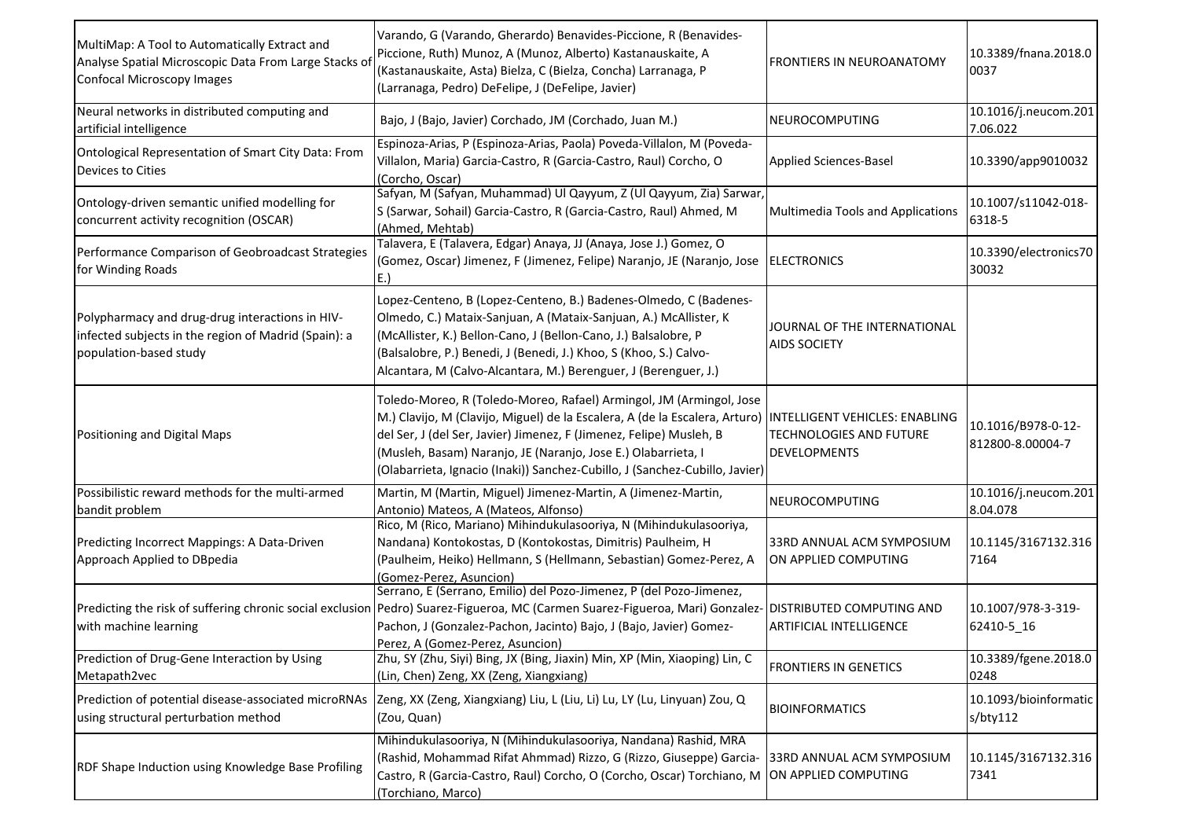| | | | |
|---|---|---|---|
| MultiMap: A Tool to Automatically Extract and Analyse Spatial Microscopic Data From Large Stacks of Confocal Microscopy Images | Varando, G (Varando, Gherardo) Benavides-Piccione, R (Benavides-Piccione, Ruth) Munoz, A (Munoz, Alberto) Kastanauskaite, A (Kastanauskaite, Asta) Bielza, C (Bielza, Concha) Larranaga, P (Larranaga, Pedro) DeFelipe, J (DeFelipe, Javier) | FRONTIERS IN NEUROANATOMY | 10.3389/fnana.2018.00037 |
| Neural networks in distributed computing and artificial intelligence | Bajo, J (Bajo, Javier) Corchado, JM (Corchado, Juan M.) | NEUROCOMPUTING | 10.1016/j.neucom.2017.06.022 |
| Ontological Representation of Smart City Data: From Devices to Cities | Espinoza-Arias, P (Espinoza-Arias, Paola) Poveda-Villalon, M (Poveda-Villalon, Maria) Garcia-Castro, R (Garcia-Castro, Raul) Corcho, O (Corcho, Oscar) | Applied Sciences-Basel | 10.3390/app9010032 |
| Ontology-driven semantic unified modelling for concurrent activity recognition (OSCAR) | Safyan, M (Safyan, Muhammad) Ul Qayyum, Z (Ul Qayyum, Zia) Sarwar, S (Sarwar, Sohail) Garcia-Castro, R (Garcia-Castro, Raul) Ahmed, M (Ahmed, Mehtab) | Multimedia Tools and Applications | 10.1007/s11042-018-6318-5 |
| Performance Comparison of Geobroadcast Strategies for Winding Roads | Talavera, E (Talavera, Edgar) Anaya, JJ (Anaya, Jose J.) Gomez, O (Gomez, Oscar) Jimenez, F (Jimenez, Felipe) Naranjo, JE (Naranjo, Jose E.) | ELECTRONICS | 10.3390/electronics7030032 |
| Polypharmacy and drug-drug interactions in HIV-infected subjects in the region of Madrid (Spain): a population-based study | Lopez-Centeno, B (Lopez-Centeno, B.) Badenes-Olmedo, C (Badenes-Olmedo, C.) Mataix-Sanjuan, A (Mataix-Sanjuan, A.) McAllister, K (McAllister, K.) Bellon-Cano, J (Bellon-Cano, J.) Balsalobre, P (Balsalobre, P.) Benedi, J (Benedi, J.) Khoo, S (Khoo, S.) Calvo-Alcantara, M (Calvo-Alcantara, M.) Berenguer, J (Berenguer, J.) | JOURNAL OF THE INTERNATIONAL AIDS SOCIETY | |
| Positioning and Digital Maps | Toledo-Moreo, R (Toledo-Moreo, Rafael) Armingol, JM (Armingol, Jose M.) Clavijo, M (Clavijo, Miguel) de la Escalera, A (de la Escalera, Arturo) del Ser, J (del Ser, Javier) Jimenez, F (Jimenez, Felipe) Musleh, B (Musleh, Basam) Naranjo, JE (Naranjo, Jose E.) Olabarrieta, I (Olabarrieta, Ignacio (Inaki)) Sanchez-Cubillo, J (Sanchez-Cubillo, Javier) | INTELLIGENT VEHICLES: ENABLING TECHNOLOGIES AND FUTURE DEVELOPMENTS | 10.1016/B978-0-12-812800-8.00004-7 |
| Possibilistic reward methods for the multi-armed bandit problem | Martin, M (Martin, Miguel) Jimenez-Martin, A (Jimenez-Martin, Antonio) Mateos, A (Mateos, Alfonso) | NEUROCOMPUTING | 10.1016/j.neucom.2018.04.078 |
| Predicting Incorrect Mappings: A Data-Driven Approach Applied to DBpedia | Rico, M (Rico, Mariano) Mihindukulasooriya, N (Mihindukulasooriya, Nandana) Kontokostas, D (Kontokostas, Dimitris) Paulheim, H (Paulheim, Heiko) Hellmann, S (Hellmann, Sebastian) Gomez-Perez, A (Gomez-Perez, Asuncion) | 33RD ANNUAL ACM SYMPOSIUM ON APPLIED COMPUTING | 10.1145/3167132.3167164 |
| Predicting the risk of suffering chronic social exclusion with machine learning | Serrano, E (Serrano, Emilio) del Pozo-Jimenez, P (del Pozo-Jimenez, Pedro) Suarez-Figueroa, MC (Carmen Suarez-Figueroa, Mari) Gonzalez-Pachon, J (Gonzalez-Pachon, Jacinto) Bajo, J (Bajo, Javier) Gomez-Perez, A (Gomez-Perez, Asuncion) | DISTRIBUTED COMPUTING AND ARTIFICIAL INTELLIGENCE | 10.1007/978-3-319-62410-5_16 |
| Prediction of Drug-Gene Interaction by Using Metapath2vec | Zhu, SY (Zhu, Siyi) Bing, JX (Bing, Jiaxin) Min, XP (Min, Xiaoping) Lin, C (Lin, Chen) Zeng, XX (Zeng, Xiangxiang) | FRONTIERS IN GENETICS | 10.3389/fgene.2018.00248 |
| Prediction of potential disease-associated microRNAs using structural perturbation method | Zeng, XX (Zeng, Xiangxiang) Liu, L (Liu, Li) Lu, LY (Lu, Linyuan) Zou, Q (Zou, Quan) | BIOINFORMATICS | 10.1093/bioinformatics/bty112 |
| RDF Shape Induction using Knowledge Base Profiling | Mihindukulasooriya, N (Mihindukulasooriya, Nandana) Rashid, MRA (Rashid, Mohammad Rifat Ahmmad) Rizzo, G (Rizzo, Giuseppe) Garcia-Castro, R (Garcia-Castro, Raul) Corcho, O (Corcho, Oscar) Torchiano, M (Torchiano, Marco) | 33RD ANNUAL ACM SYMPOSIUM ON APPLIED COMPUTING | 10.1145/3167132.3167341 |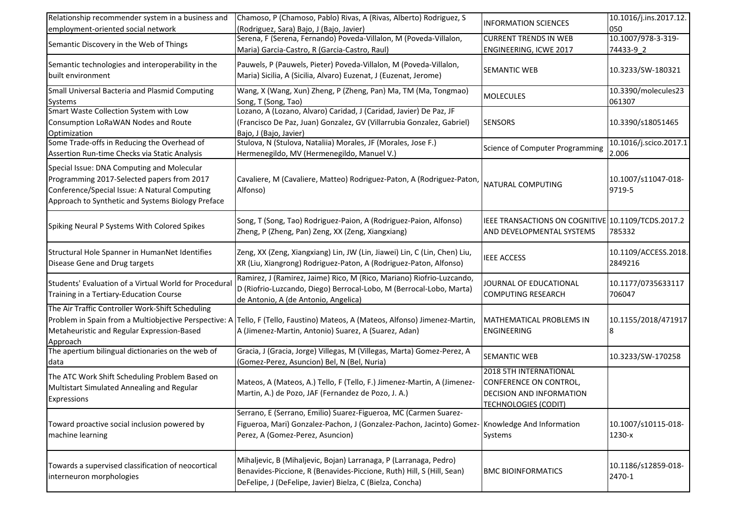| Relationship recommender system in a business and employment-oriented social network | Chamoso, P (Chamoso, Pablo) Rivas, A (Rivas, Alberto) Rodriguez, S (Rodriguez, Sara) Bajo, J (Bajo, Javier) | INFORMATION SCIENCES | 10.1016/j.ins.2017.12.050 |
|---|---|---|---|
| Semantic Discovery in the Web of Things | Serena, F (Serena, Fernando) Poveda-Villalon, M (Poveda-Villalon, Maria) Garcia-Castro, R (Garcia-Castro, Raul) | CURRENT TRENDS IN WEB ENGINEERING, ICWE 2017 | 10.1007/978-3-319-74433-9_2 |
| Semantic technologies and interoperability in the built environment | Pauwels, P (Pauwels, Pieter) Poveda-Villalon, M (Poveda-Villalon, Maria) Sicilia, A (Sicilia, Alvaro) Euzenat, J (Euzenat, Jerome) | SEMANTIC WEB | 10.3233/SW-180321 |
| Small Universal Bacteria and Plasmid Computing Systems | Wang, X (Wang, Xun) Zheng, P (Zheng, Pan) Ma, TM (Ma, Tongmao) Song, T (Song, Tao) | MOLECULES | 10.3390/molecules23061307 |
| Smart Waste Collection System with Low Consumption LoRaWAN Nodes and Route Optimization | Lozano, A (Lozano, Alvaro) Caridad, J (Caridad, Javier) De Paz, JF (Francisco De Paz, Juan) Gonzalez, GV (Villarrubia Gonzalez, Gabriel) Bajo, J (Bajo, Javier) | SENSORS | 10.3390/s18051465 |
| Some Trade-offs in Reducing the Overhead of Assertion Run-time Checks via Static Analysis | Stulova, N (Stulova, Nataliia) Morales, JF (Morales, Jose F.) Hermenegildo, MV (Hermenegildo, Manuel V.) | Science of Computer Programming | 10.1016/j.scico.2017.12.006 |
| Special Issue: DNA Computing and Molecular Programming 2017-Selected papers from 2017 Conference/Special Issue: A Natural Computing Approach to Synthetic and Systems Biology Preface | Cavaliere, M (Cavaliere, Matteo) Rodriguez-Paton, A (Rodriguez-Paton, Alfonso) | NATURAL COMPUTING | 10.1007/s11047-018-9719-5 |
| Spiking Neural P Systems With Colored Spikes | Song, T (Song, Tao) Rodriguez-Paion, A (Rodriguez-Paion, Alfonso) Zheng, P (Zheng, Pan) Zeng, XX (Zeng, Xiangxiang) | IEEE TRANSACTIONS ON COGNITIVE AND DEVELOPMENTAL SYSTEMS | 10.1109/TCDS.2017.2785332 |
| Structural Hole Spanner in HumanNet Identifies Disease Gene and Drug targets | Zeng, XX (Zeng, Xiangxiang) Lin, JW (Lin, Jiawei) Lin, C (Lin, Chen) Liu, XR (Liu, Xiangrong) Rodriguez-Paton, A (Rodriguez-Paton, Alfonso) | IEEE ACCESS | 10.1109/ACCESS.2018.2849216 |
| Students' Evaluation of a Virtual World for Procedural Training in a Tertiary-Education Course | Ramirez, J (Ramirez, Jaime) Rico, M (Rico, Mariano) Riofrio-Luzcando, D (Riofrio-Luzcando, Diego) Berrocal-Lobo, M (Berrocal-Lobo, Marta) de Antonio, A (de Antonio, Angelica) | JOURNAL OF EDUCATIONAL COMPUTING RESEARCH | 10.1177/0735633117706047 |
| The Air Traffic Controller Work-Shift Scheduling Problem in Spain from a Multiobjective Perspective: A Metaheuristic and Regular Expression-Based Approach | Tello, F (Tello, Faustino) Mateos, A (Mateos, Alfonso) Jimenez-Martin, A (Jimenez-Martin, Antonio) Suarez, A (Suarez, Adan) | MATHEMATICAL PROBLEMS IN ENGINEERING | 10.1155/2018/4719178 |
| The apertium bilingual dictionaries on the web of data | Gracia, J (Gracia, Jorge) Villegas, M (Villegas, Marta) Gomez-Perez, A (Gomez-Perez, Asuncion) Bel, N (Bel, Nuria) | SEMANTIC WEB | 10.3233/SW-170258 |
| The ATC Work Shift Scheduling Problem Based on Multistart Simulated Annealing and Regular Expressions | Mateos, A (Mateos, A.) Tello, F (Tello, F.) Jimenez-Martin, A (Jimenez-Martin, A.) de Pozo, JAF (Fernandez de Pozo, J. A.) | 2018 5TH INTERNATIONAL CONFERENCE ON CONTROL, DECISION AND INFORMATION TECHNOLOGIES (CODIT) | |
| Toward proactive social inclusion powered by machine learning | Serrano, E (Serrano, Emilio) Suarez-Figueroa, MC (Carmen Suarez-Figueroa, Mari) Gonzalez-Pachon, J (Gonzalez-Pachon, Jacinto) Gomez-Perez, A (Gomez-Perez, Asuncion) | Knowledge And Information Systems | 10.1007/s10115-018-1230-x |
| Towards a supervised classification of neocortical interneuron morphologies | Mihaljevic, B (Mihaljevic, Bojan) Larranaga, P (Larranaga, Pedro) Benavides-Piccione, R (Benavides-Piccione, Ruth) Hill, S (Hill, Sean) DeFelipe, J (DeFelipe, Javier) Bielza, C (Bielza, Concha) | BMC BIOINFORMATICS | 10.1186/s12859-018-2470-1 |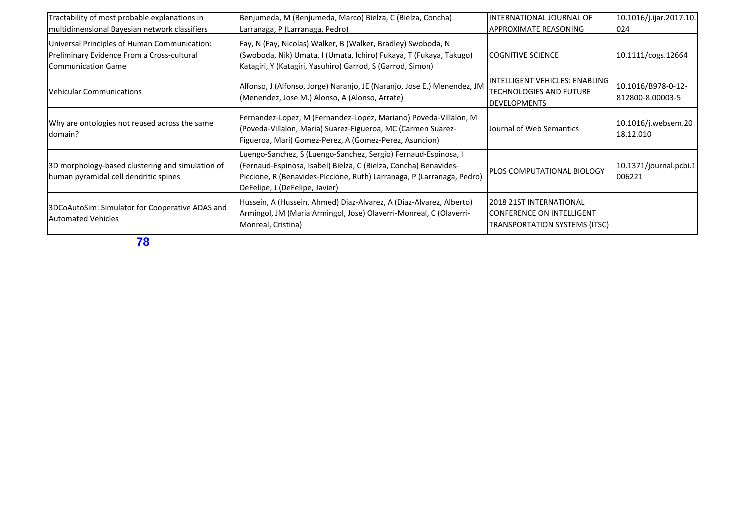| | | | |
|---|---|---|---|
| Tractability of most probable explanations in multidimensional Bayesian network classifiers | Benjumeda, M (Benjumeda, Marco) Bielza, C (Bielza, Concha) Larranaga, P (Larranaga, Pedro) | INTERNATIONAL JOURNAL OF APPROXIMATE REASONING | 10.1016/j.ijar.2017.10.024 |
| Universal Principles of Human Communication: Preliminary Evidence From a Cross-cultural Communication Game | Fay, N (Fay, Nicolas) Walker, B (Walker, Bradley) Swoboda, N (Swoboda, Nik) Umata, I (Umata, Ichiro) Fukaya, T (Fukaya, Takugo) Katagiri, Y (Katagiri, Yasuhiro) Garrod, S (Garrod, Simon) | COGNITIVE SCIENCE | 10.1111/cogs.12664 |
| Vehicular Communications | Alfonso, J (Alfonso, Jorge) Naranjo, JE (Naranjo, Jose E.) Menendez, JM (Menendez, Jose M.) Alonso, A (Alonso, Arrate) | INTELLIGENT VEHICLES: ENABLING TECHNOLOGIES AND FUTURE DEVELOPMENTS | 10.1016/B978-0-12-812800-8.00003-5 |
| Why are ontologies not reused across the same domain? | Fernandez-Lopez, M (Fernandez-Lopez, Mariano) Poveda-Villalon, M (Poveda-Villalon, Maria) Suarez-Figueroa, MC (Carmen Suarez-Figueroa, Mari) Gomez-Perez, A (Gomez-Perez, Asuncion) | Journal of Web Semantics | 10.1016/j.websem.2018.12.010 |
| 3D morphology-based clustering and simulation of human pyramidal cell dendritic spines | Luengo-Sanchez, S (Luengo-Sanchez, Sergio) Fernaud-Espinosa, I (Fernaud-Espinosa, Isabel) Bielza, C (Bielza, Concha) Benavides-Piccione, R (Benavides-Piccione, Ruth) Larranaga, P (Larranaga, Pedro) DeFelipe, J (DeFelipe, Javier) | PLOS COMPUTATIONAL BIOLOGY | 10.1371/journal.pcbi.1006221 |
| 3DCoAutoSim: Simulator for Cooperative ADAS and Automated Vehicles | Hussein, A (Hussein, Ahmed) Diaz-Alvarez, A (Diaz-Alvarez, Alberto) Armingol, JM (Maria Armingol, Jose) Olaverri-Monreal, C (Olaverri-Monreal, Cristina) | 2018 21ST INTERNATIONAL CONFERENCE ON INTELLIGENT TRANSPORTATION SYSTEMS (ITSC) | |

**78**